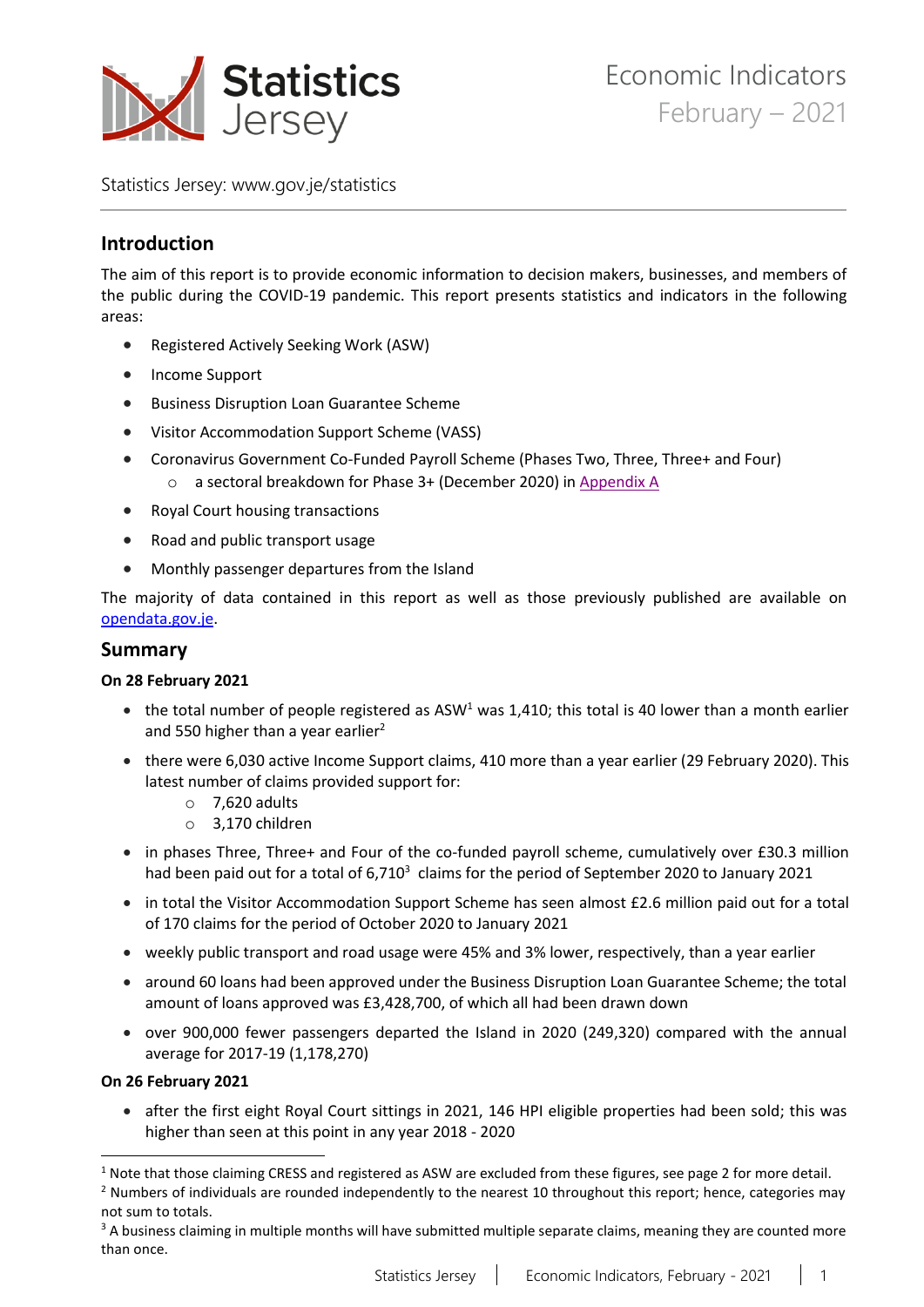# Economic Indicators
## February – 2021

Statistics Jersey: www.gov.je/statistics

## Introduction

The aim of this report is to provide economic information to decision makers, businesses, and members of the public during the COVID-19 pandemic. This report presents statistics and indicators in the following areas:

- Registered Actively Seeking Work (ASW)
- Income Support
- Business Disruption Loan Guarantee Scheme
- Visitor Accommodation Support Scheme (VASS)
- Coronavirus Government Co-Funded Payroll Scheme (Phases Two, Three, Three+ and Four)
  - a sectoral breakdown for Phase 3+ (December 2020) in Appendix A
- Royal Court housing transactions
- Road and public transport usage
- Monthly passenger departures from the Island

The majority of data contained in this report as well as those previously published are available on opendata.gov.je.

## Summary

**On 28 February 2021**

- the total number of people registered as ASW[1] was 1,410; this total is 40 lower than a month earlier and 550 higher than a year earlier[2]
- there were 6,030 active Income Support claims, 410 more than a year earlier (29 February 2020). This latest number of claims provided support for:
  - 7,620 adults
  - 3,170 children
- in phases Three, Three+ and Four of the co-funded payroll scheme, cumulatively over £30.3 million had been paid out for a total of 6,710[3] claims for the period of September 2020 to January 2021
- in total the Visitor Accommodation Support Scheme has seen almost £2.6 million paid out for a total of 170 claims for the period of October 2020 to January 2021
- weekly public transport and road usage were 45% and 3% lower, respectively, than a year earlier
- around 60 loans had been approved under the Business Disruption Loan Guarantee Scheme; the total amount of loans approved was £3,428,700, of which all had been drawn down
- over 900,000 fewer passengers departed the Island in 2020 (249,320) compared with the annual average for 2017-19 (1,178,270)

**On 26 February 2021**

- after the first eight Royal Court sittings in 2021, 146 HPI eligible properties had been sold; this was higher than seen at this point in any year 2018 - 2020

---

[1] Note that those claiming CRESS and registered as ASW are excluded from these figures, see page 2 for more detail.

[2] Numbers of individuals are rounded independently to the nearest 10 throughout this report; hence, categories may not sum to totals.

[3] A business claiming in multiple months will have submitted multiple separate claims, meaning they are counted more than once.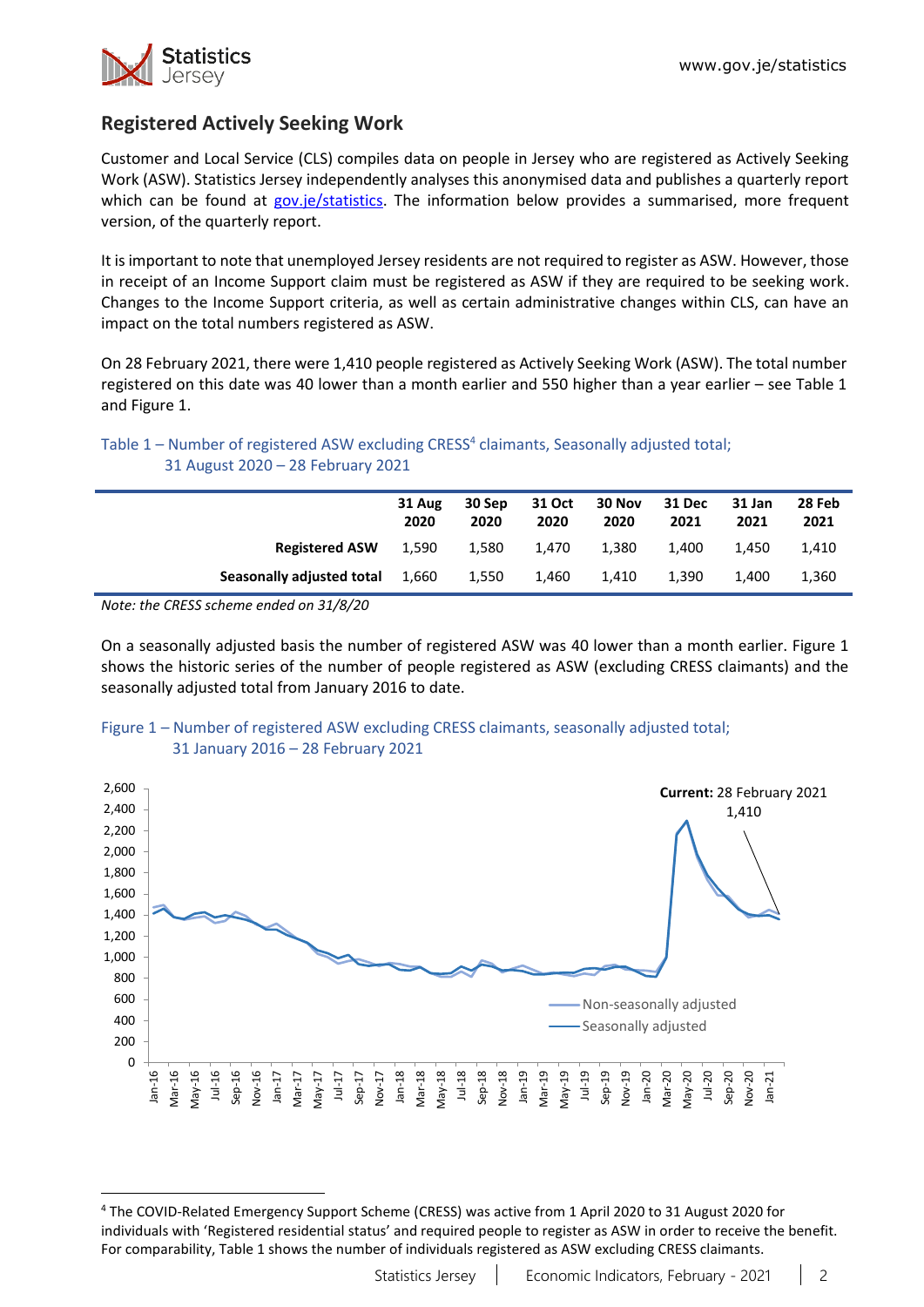## Registered Actively Seeking Work

Customer and Local Service (CLS) compiles data on people in Jersey who are registered as Actively Seeking Work (ASW). Statistics Jersey independently analyses this anonymised data and publishes a quarterly report which can be found at gov.je/statistics. The information below provides a summarised, more frequent version, of the quarterly report.

It is important to note that unemployed Jersey residents are not required to register as ASW. However, those in receipt of an Income Support claim must be registered as ASW if they are required to be seeking work. Changes to the Income Support criteria, as well as certain administrative changes within CLS, can have an impact on the total numbers registered as ASW.

On 28 February 2021, there were 1,410 people registered as Actively Seeking Work (ASW). The total number registered on this date was 40 lower than a month earlier and 550 higher than a year earlier – see Table 1 and Figure 1.

Table 1 – Number of registered ASW excluding CRESS[4] claimants, Seasonally adjusted total; 31 August 2020 – 28 February 2021

| | 31 Aug 2020 | 30 Sep 2020 | 31 Oct 2020 | 30 Nov 2020 | 31 Dec 2021 | 31 Jan 2021 | 28 Feb 2021 |
|---|---|---|---|---|---|---|---|
| **Registered ASW** | 1,590 | 1,580 | 1,470 | 1,380 | 1,400 | 1,450 | 1,410 |
| **Seasonally adjusted total** | 1,660 | 1,550 | 1,460 | 1,410 | 1,390 | 1,400 | 1,360 |

*Note: the CRESS scheme ended on 31/8/20*

On a seasonally adjusted basis the number of registered ASW was 40 lower than a month earlier. Figure 1 shows the historic series of the number of people registered as ASW (excluding CRESS claimants) and the seasonally adjusted total from January 2016 to date.

Figure 1 – Number of registered ASW excluding CRESS claimants, seasonally adjusted total; 31 January 2016 – 28 February 2021

[4] The COVID-Related Emergency Support Scheme (CRESS) was active from 1 April 2020 to 31 August 2020 for individuals with 'Registered residential status' and required people to register as ASW in order to receive the benefit. For comparability, Table 1 shows the number of individuals registered as ASW excluding CRESS claimants.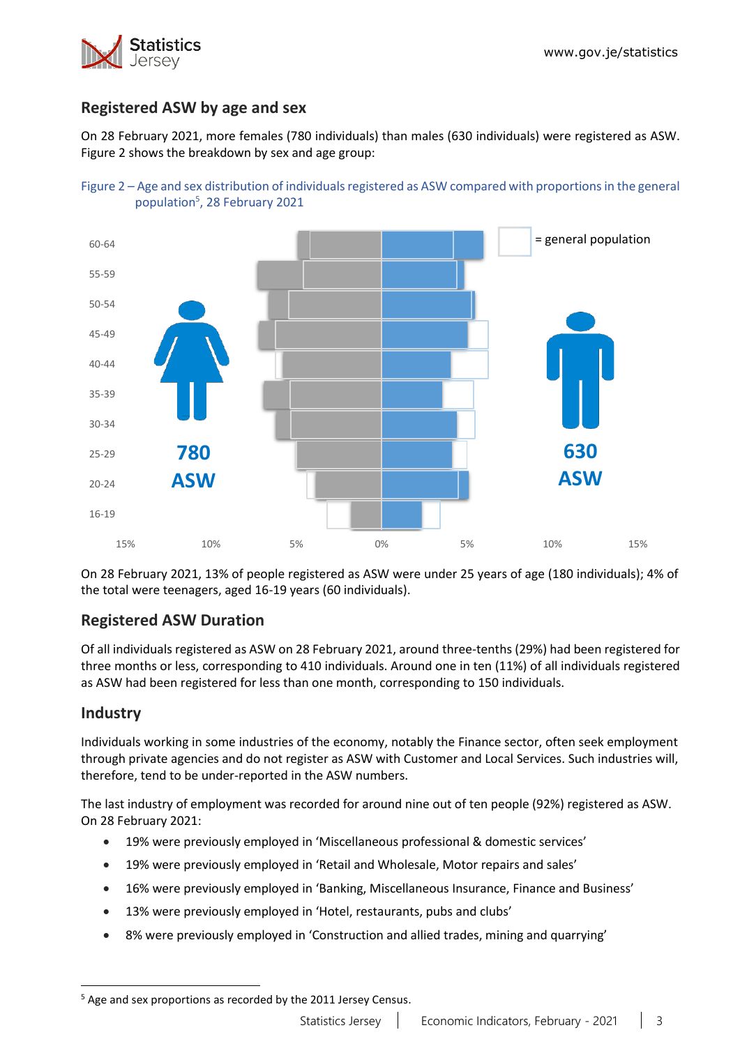## Registered ASW by age and sex

On 28 February 2021, more females (780 individuals) than males (630 individuals) were registered as ASW. Figure 2 shows the breakdown by sex and age group:

Figure 2 – Age and sex distribution of individuals registered as ASW compared with proportions in the general population[5], 28 February 2021

On 28 February 2021, 13% of people registered as ASW were under 25 years of age (180 individuals); 4% of the total were teenagers, aged 16-19 years (60 individuals).

## Registered ASW Duration

Of all individuals registered as ASW on 28 February 2021, around three-tenths (29%) had been registered for three months or less, corresponding to 410 individuals. Around one in ten (11%) of all individuals registered as ASW had been registered for less than one month, corresponding to 150 individuals.

## Industry

Individuals working in some industries of the economy, notably the Finance sector, often seek employment through private agencies and do not register as ASW with Customer and Local Services. Such industries will, therefore, tend to be under-reported in the ASW numbers.

The last industry of employment was recorded for around nine out of ten people (92%) registered as ASW. On 28 February 2021:

- 19% were previously employed in 'Miscellaneous professional & domestic services'
- 19% were previously employed in 'Retail and Wholesale, Motor repairs and sales'
- 16% were previously employed in 'Banking, Miscellaneous Insurance, Finance and Business'
- 13% were previously employed in 'Hotel, restaurants, pubs and clubs'
- 8% were previously employed in 'Construction and allied trades, mining and quarrying'

[5] Age and sex proportions as recorded by the 2011 Jersey Census.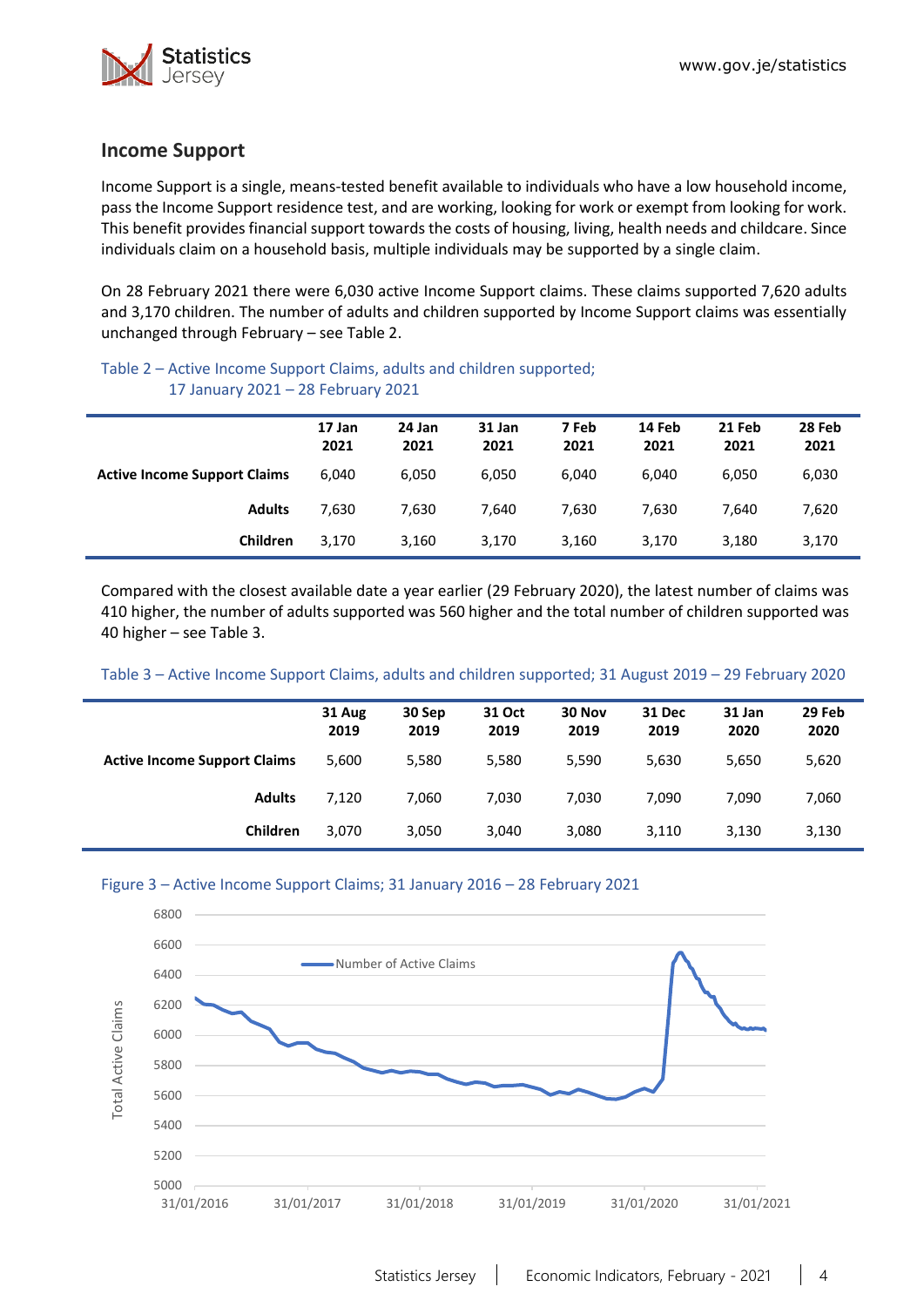## Income Support

Income Support is a single, means-tested benefit available to individuals who have a low household income, pass the Income Support residence test, and are working, looking for work or exempt from looking for work. This benefit provides financial support towards the costs of housing, living, health needs and childcare. Since individuals claim on a household basis, multiple individuals may be supported by a single claim.

On 28 February 2021 there were 6,030 active Income Support claims. These claims supported 7,620 adults and 3,170 children. The number of adults and children supported by Income Support claims was essentially unchanged through February – see Table 2.

Table 2 – Active Income Support Claims, adults and children supported; 17 January 2021 – 28 February 2021

| | 17 Jan 2021 | 24 Jan 2021 | 31 Jan 2021 | 7 Feb 2021 | 14 Feb 2021 | 21 Feb 2021 | 28 Feb 2021 |
|---|---|---|---|---|---|---|---|
| **Active Income Support Claims** | 6,040 | 6,050 | 6,050 | 6,040 | 6,040 | 6,050 | 6,030 |
| **Adults** | 7,630 | 7,630 | 7,640 | 7,630 | 7,630 | 7,640 | 7,620 |
| **Children** | 3,170 | 3,160 | 3,170 | 3,160 | 3,170 | 3,180 | 3,170 |

Compared with the closest available date a year earlier (29 February 2020), the latest number of claims was 410 higher, the number of adults supported was 560 higher and the total number of children supported was 40 higher – see Table 3.

Table 3 – Active Income Support Claims, adults and children supported; 31 August 2019 – 29 February 2020

| | 31 Aug 2019 | 30 Sep 2019 | 31 Oct 2019 | 30 Nov 2019 | 31 Dec 2019 | 31 Jan 2020 | 29 Feb 2020 |
|---|---|---|---|---|---|---|---|
| **Active Income Support Claims** | 5,600 | 5,580 | 5,580 | 5,590 | 5,630 | 5,650 | 5,620 |
| **Adults** | 7,120 | 7,060 | 7,030 | 7,030 | 7,090 | 7,090 | 7,060 |
| **Children** | 3,070 | 3,050 | 3,040 | 3,080 | 3,110 | 3,130 | 3,130 |

Figure 3 – Active Income Support Claims; 31 January 2016 – 28 February 2021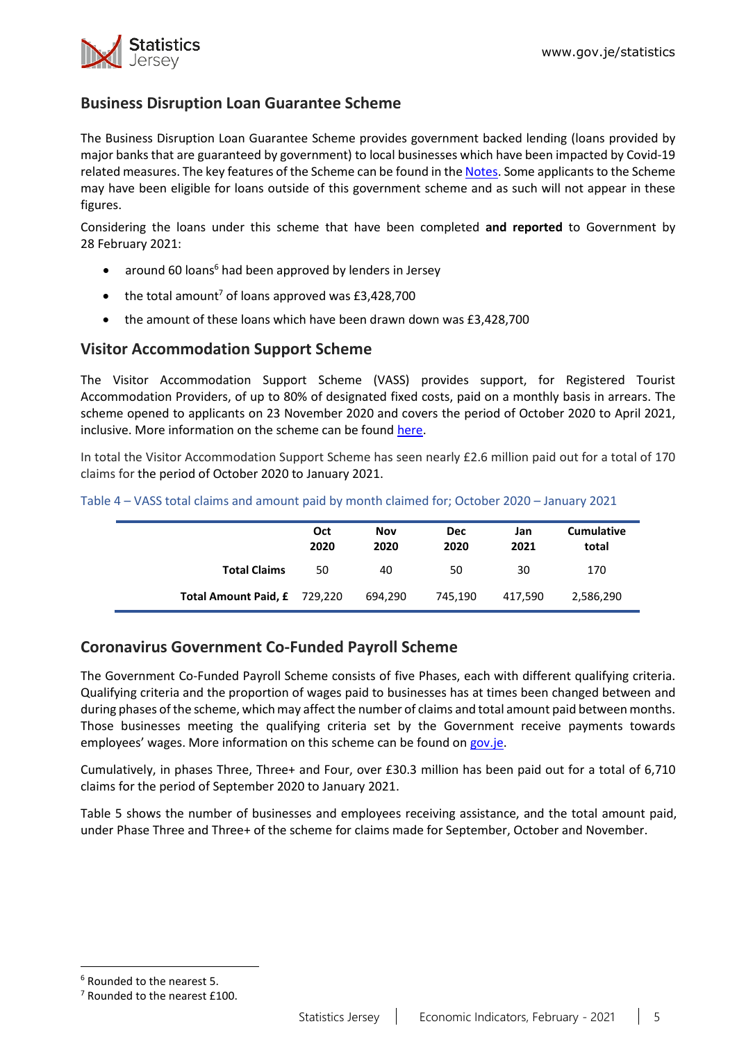## Business Disruption Loan Guarantee Scheme

The Business Disruption Loan Guarantee Scheme provides government backed lending (loans provided by major banks that are guaranteed by government) to local businesses which have been impacted by Covid-19 related measures. The key features of the Scheme can be found in the Notes. Some applicants to the Scheme may have been eligible for loans outside of this government scheme and as such will not appear in these figures.

Considering the loans under this scheme that have been completed **and reported** to Government by 28 February 2021:

- around 60 loans[6] had been approved by lenders in Jersey
- the total amount[7] of loans approved was £3,428,700
- the amount of these loans which have been drawn down was £3,428,700

## Visitor Accommodation Support Scheme

The Visitor Accommodation Support Scheme (VASS) provides support, for Registered Tourist Accommodation Providers, of up to 80% of designated fixed costs, paid on a monthly basis in arrears. The scheme opened to applicants on 23 November 2020 and covers the period of October 2020 to April 2021, inclusive. More information on the scheme can be found here.

In total the Visitor Accommodation Support Scheme has seen nearly £2.6 million paid out for a total of 170 claims for the period of October 2020 to January 2021.

Table 4 – VASS total claims and amount paid by month claimed for; October 2020 – January 2021

| | Oct 2020 | Nov 2020 | Dec 2020 | Jan 2021 | Cumulative total |
|---|---|---|---|---|---|
| **Total Claims** | 50 | 40 | 50 | 30 | 170 |
| **Total Amount Paid, £** | 729,220 | 694,290 | 745,190 | 417,590 | 2,586,290 |

## Coronavirus Government Co-Funded Payroll Scheme

The Government Co-Funded Payroll Scheme consists of five Phases, each with different qualifying criteria. Qualifying criteria and the proportion of wages paid to businesses has at times been changed between and during phases of the scheme, which may affect the number of claims and total amount paid between months. Those businesses meeting the qualifying criteria set by the Government receive payments towards employees' wages. More information on this scheme can be found on gov.je.

Cumulatively, in phases Three, Three+ and Four, over £30.3 million has been paid out for a total of 6,710 claims for the period of September 2020 to January 2021.

Table 5 shows the number of businesses and employees receiving assistance, and the total amount paid, under Phase Three and Three+ of the scheme for claims made for September, October and November.

[6] Rounded to the nearest 5.

[7] Rounded to the nearest £100.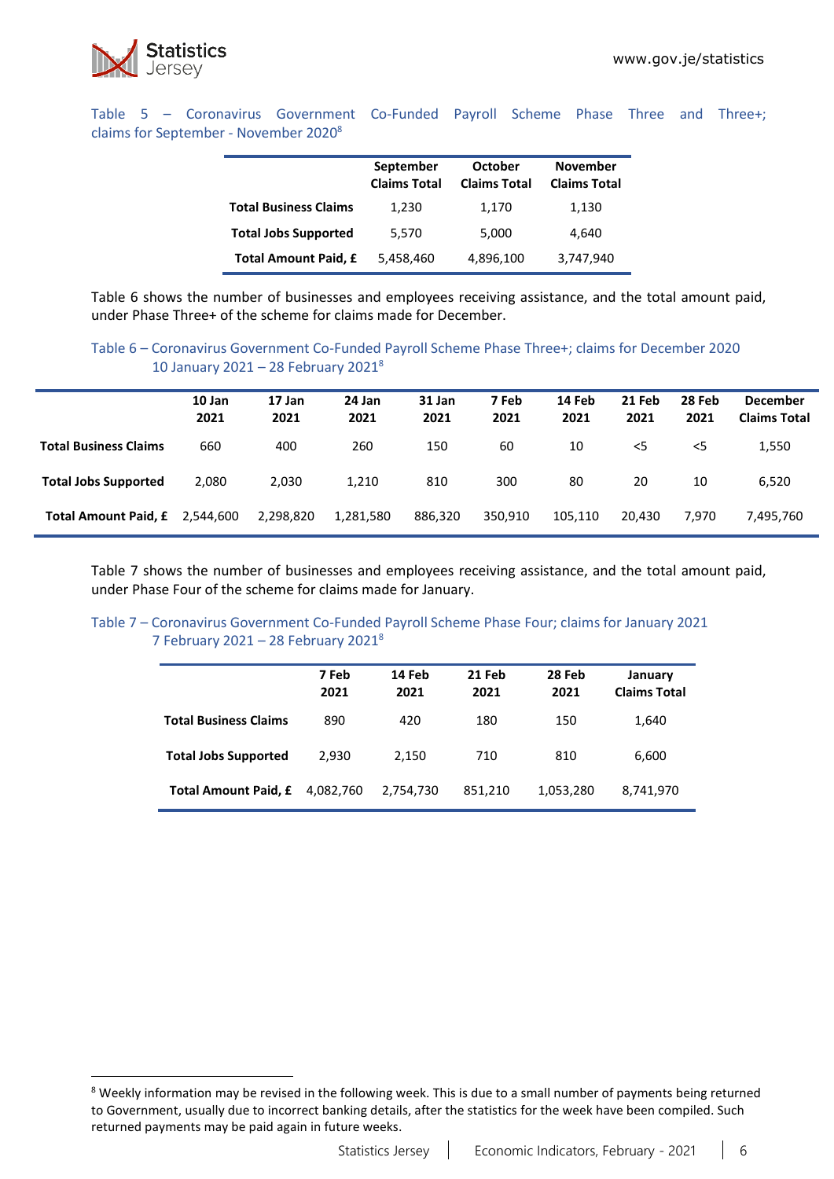Table 5 – Coronavirus Government Co-Funded Payroll Scheme Phase Three and Three+; claims for September - November 2020[8]

| | September Claims Total | October Claims Total | November Claims Total |
|---|---|---|---|
| **Total Business Claims** | 1,230 | 1,170 | 1,130 |
| **Total Jobs Supported** | 5,570 | 5,000 | 4,640 |
| **Total Amount Paid, £** | 5,458,460 | 4,896,100 | 3,747,940 |

Table 6 shows the number of businesses and employees receiving assistance, and the total amount paid, under Phase Three+ of the scheme for claims made for December.

Table 6 – Coronavirus Government Co-Funded Payroll Scheme Phase Three+; claims for December 2020
10 January 2021 – 28 February 2021[8]

| | 10 Jan 2021 | 17 Jan 2021 | 24 Jan 2021 | 31 Jan 2021 | 7 Feb 2021 | 14 Feb 2021 | 21 Feb 2021 | 28 Feb 2021 | December Claims Total |
|---|---|---|---|---|---|---|---|---|---|
| **Total Business Claims** | 660 | 400 | 260 | 150 | 60 | 10 | <5 | <5 | 1,550 |
| **Total Jobs Supported** | 2,080 | 2,030 | 1,210 | 810 | 300 | 80 | 20 | 10 | 6,520 |
| **Total Amount Paid, £** | 2,544,600 | 2,298,820 | 1,281,580 | 886,320 | 350,910 | 105,110 | 20,430 | 7,970 | 7,495,760 |

Table 7 shows the number of businesses and employees receiving assistance, and the total amount paid, under Phase Four of the scheme for claims made for January.

Table 7 – Coronavirus Government Co-Funded Payroll Scheme Phase Four; claims for January 2021
7 February 2021 – 28 February 2021[8]

| | 7 Feb 2021 | 14 Feb 2021 | 21 Feb 2021 | 28 Feb 2021 | January Claims Total |
|---|---|---|---|---|---|
| **Total Business Claims** | 890 | 420 | 180 | 150 | 1,640 |
| **Total Jobs Supported** | 2,930 | 2,150 | 710 | 810 | 6,600 |
| **Total Amount Paid, £** | 4,082,760 | 2,754,730 | 851,210 | 1,053,280 | 8,741,970 |

[8] Weekly information may be revised in the following week. This is due to a small number of payments being returned to Government, usually due to incorrect banking details, after the statistics for the week have been compiled. Such returned payments may be paid again in future weeks.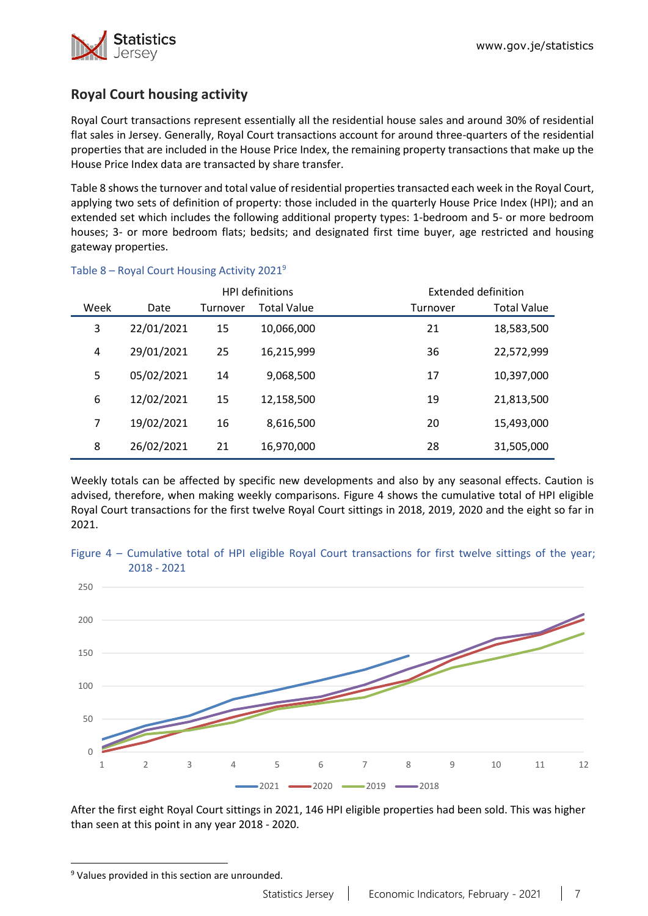## Royal Court housing activity

Royal Court transactions represent essentially all the residential house sales and around 30% of residential flat sales in Jersey. Generally, Royal Court transactions account for around three-quarters of the residential properties that are included in the House Price Index, the remaining property transactions that make up the House Price Index data are transacted by share transfer.

Table 8 shows the turnover and total value of residential properties transacted each week in the Royal Court, applying two sets of definition of property: those included in the quarterly House Price Index (HPI); and an extended set which includes the following additional property types: 1-bedroom and 5- or more bedroom houses; 3- or more bedroom flats; bedsits; and designated first time buyer, age restricted and housing gateway properties.

Table 8 – Royal Court Housing Activity 2021[9]

| | | HPI definitions | | Extended definition | |
|---|---|---|---|---|---|
| Week | Date | Turnover | Total Value | Turnover | Total Value |
| 3 | 22/01/2021 | 15 | 10,066,000 | 21 | 18,583,500 |
| 4 | 29/01/2021 | 25 | 16,215,999 | 36 | 22,572,999 |
| 5 | 05/02/2021 | 14 | 9,068,500 | 17 | 10,397,000 |
| 6 | 12/02/2021 | 15 | 12,158,500 | 19 | 21,813,500 |
| 7 | 19/02/2021 | 16 | 8,616,500 | 20 | 15,493,000 |
| 8 | 26/02/2021 | 21 | 16,970,000 | 28 | 31,505,000 |

Weekly totals can be affected by specific new developments and also by any seasonal effects. Caution is advised, therefore, when making weekly comparisons. Figure 4 shows the cumulative total of HPI eligible Royal Court transactions for the first twelve Royal Court sittings in 2018, 2019, 2020 and the eight so far in 2021.

Figure 4 – Cumulative total of HPI eligible Royal Court transactions for first twelve sittings of the year; 2018 - 2021

After the first eight Royal Court sittings in 2021, 146 HPI eligible properties had been sold. This was higher than seen at this point in any year 2018 - 2020.

[9] Values provided in this section are unrounded.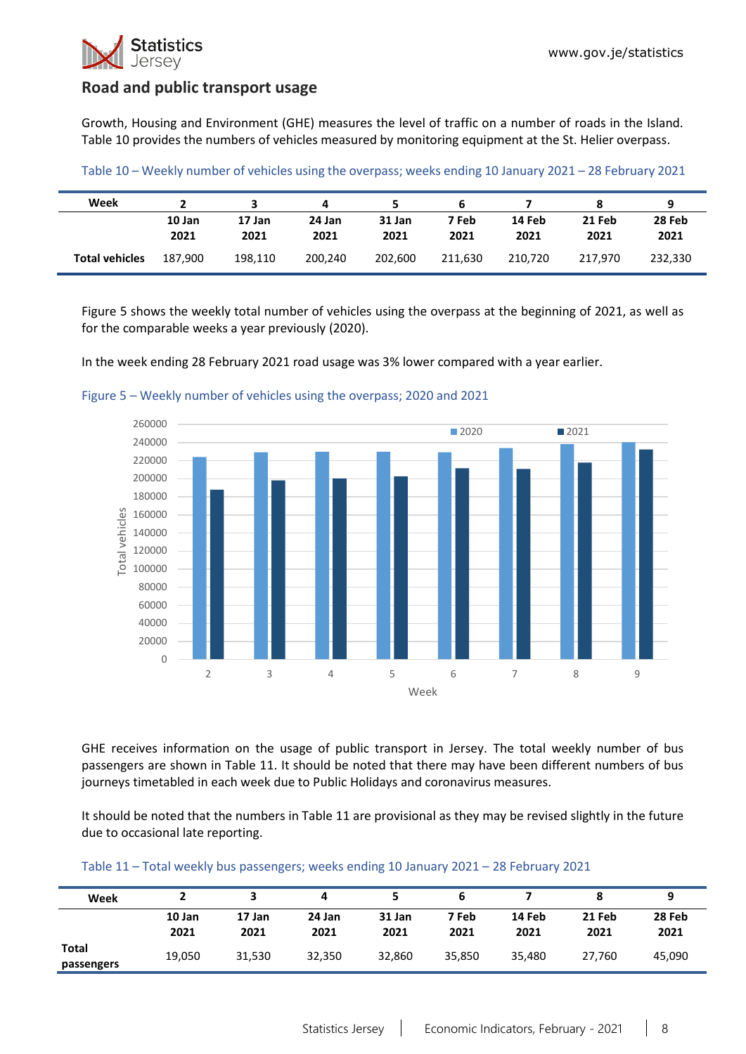## Road and public transport usage

Growth, Housing and Environment (GHE) measures the level of traffic on a number of roads in the Island. Table 10 provides the numbers of vehicles measured by monitoring equipment at the St. Helier overpass.

Table 10 – Weekly number of vehicles using the overpass; weeks ending 10 January 2021 – 28 February 2021

| Week | 2 | 3 | 4 | 5 | 6 | 7 | 8 | 9 |
|---|---|---|---|---|---|---|---|---|
| | 10 Jan 2021 | 17 Jan 2021 | 24 Jan 2021 | 31 Jan 2021 | 7 Feb 2021 | 14 Feb 2021 | 21 Feb 2021 | 28 Feb 2021 |
| Total vehicles | 187,900 | 198,110 | 200,240 | 202,600 | 211,630 | 210,720 | 217,970 | 232,330 |

Figure 5 shows the weekly total number of vehicles using the overpass at the beginning of 2021, as well as for the comparable weeks a year previously (2020).

In the week ending 28 February 2021 road usage was 3% lower compared with a year earlier.

Figure 5 – Weekly number of vehicles using the overpass; 2020 and 2021

GHE receives information on the usage of public transport in Jersey. The total weekly number of bus passengers are shown in Table 11. It should be noted that there may have been different numbers of bus journeys timetabled in each week due to Public Holidays and coronavirus measures.

It should be noted that the numbers in Table 11 are provisional as they may be revised slightly in the future due to occasional late reporting.

Table 11 – Total weekly bus passengers; weeks ending 10 January 2021 – 28 February 2021

| Week | 2 | 3 | 4 | 5 | 6 | 7 | 8 | 9 |
|---|---|---|---|---|---|---|---|---|
| | 10 Jan 2021 | 17 Jan 2021 | 24 Jan 2021 | 31 Jan 2021 | 7 Feb 2021 | 14 Feb 2021 | 21 Feb 2021 | 28 Feb 2021 |
| Total passengers | 19,050 | 31,530 | 32,350 | 32,860 | 35,850 | 35,480 | 27,760 | 45,090 |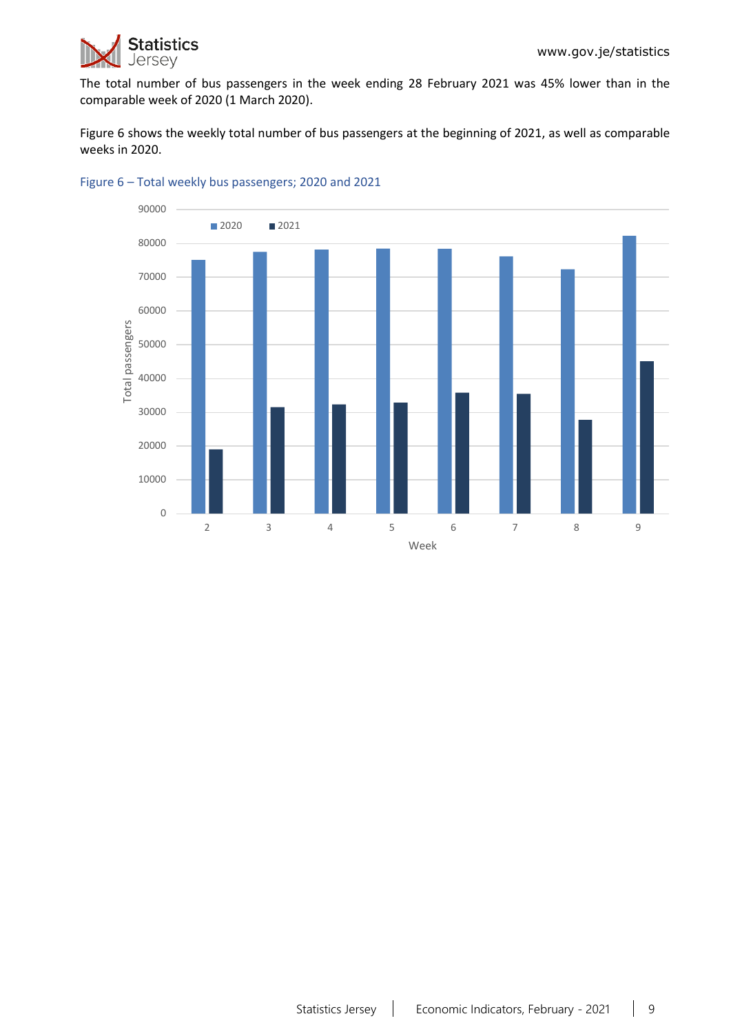The total number of bus passengers in the week ending 28 February 2021 was 45% lower than in the comparable week of 2020 (1 March 2020).

Figure 6 shows the weekly total number of bus passengers at the beginning of 2021, as well as comparable weeks in 2020.

Figure 6 – Total weekly bus passengers; 2020 and 2021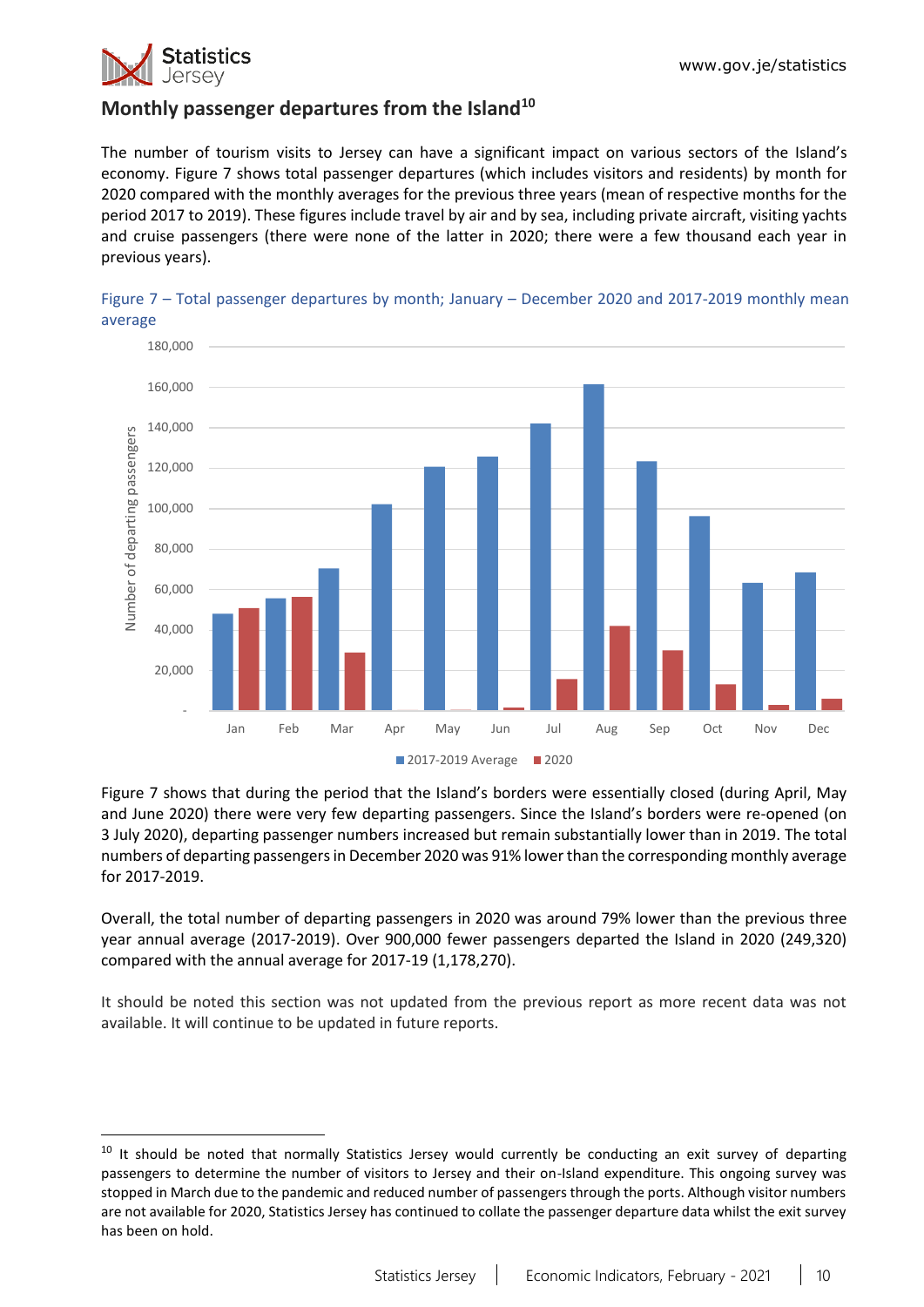## Monthly passenger departures from the Island[10]

The number of tourism visits to Jersey can have a significant impact on various sectors of the Island's economy. Figure 7 shows total passenger departures (which includes visitors and residents) by month for 2020 compared with the monthly averages for the previous three years (mean of respective months for the period 2017 to 2019). These figures include travel by air and by sea, including private aircraft, visiting yachts and cruise passengers (there were none of the latter in 2020; there were a few thousand each year in previous years).

Figure 7 – Total passenger departures by month; January – December 2020 and 2017-2019 monthly mean average

Figure 7 shows that during the period that the Island's borders were essentially closed (during April, May and June 2020) there were very few departing passengers. Since the Island's borders were re-opened (on 3 July 2020), departing passenger numbers increased but remain substantially lower than in 2019. The total numbers of departing passengers in December 2020 was 91% lower than the corresponding monthly average for 2017-2019.

Overall, the total number of departing passengers in 2020 was around 79% lower than the previous three year annual average (2017-2019). Over 900,000 fewer passengers departed the Island in 2020 (249,320) compared with the annual average for 2017-19 (1,178,270).

It should be noted this section was not updated from the previous report as more recent data was not available. It will continue to be updated in future reports.

---

[10] It should be noted that normally Statistics Jersey would currently be conducting an exit survey of departing passengers to determine the number of visitors to Jersey and their on-Island expenditure. This ongoing survey was stopped in March due to the pandemic and reduced number of passengers through the ports. Although visitor numbers are not available for 2020, Statistics Jersey has continued to collate the passenger departure data whilst the exit survey has been on hold.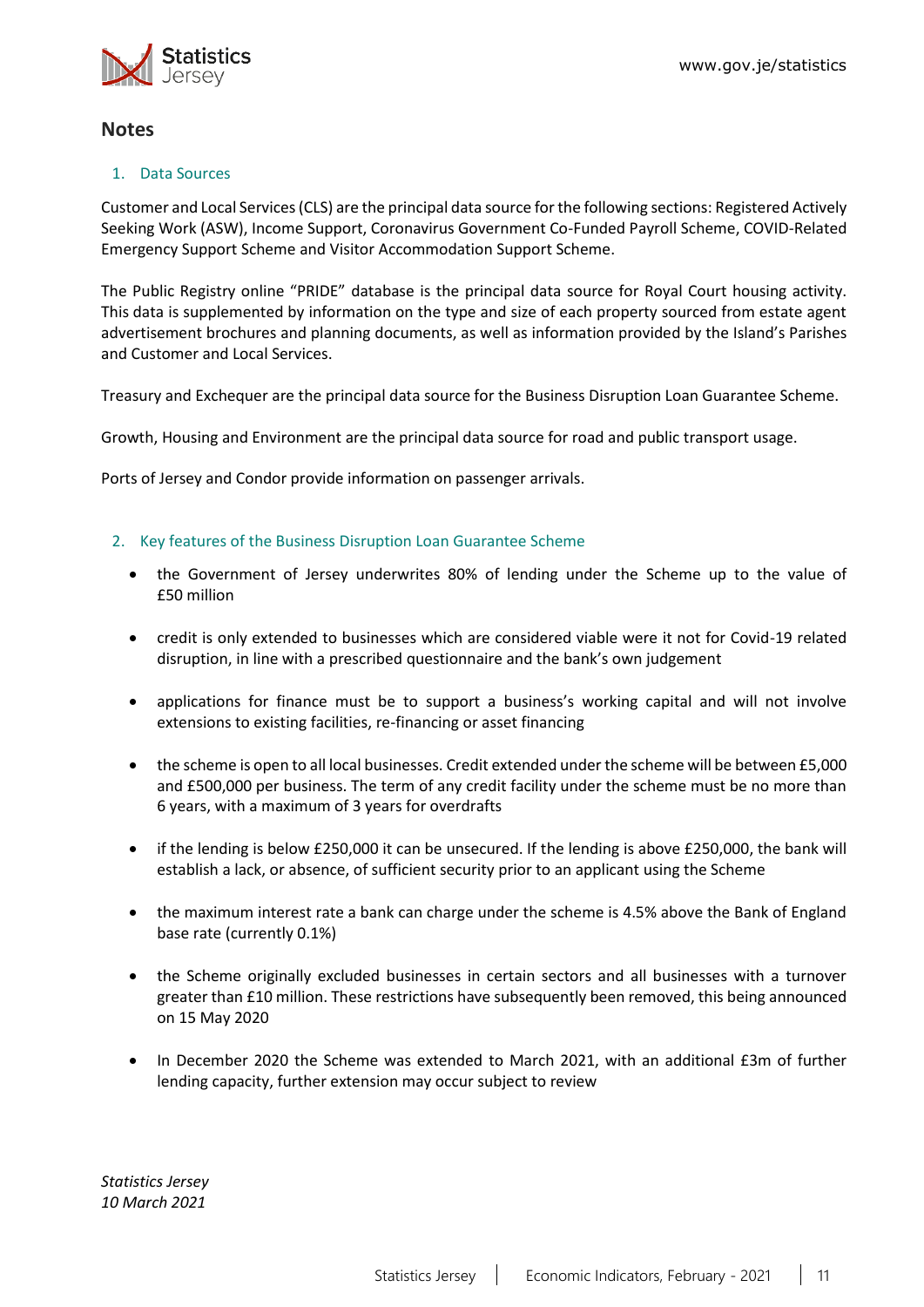## Notes

### 1. Data Sources

Customer and Local Services (CLS) are the principal data source for the following sections: Registered Actively Seeking Work (ASW), Income Support, Coronavirus Government Co-Funded Payroll Scheme, COVID-Related Emergency Support Scheme and Visitor Accommodation Support Scheme.

The Public Registry online "PRIDE" database is the principal data source for Royal Court housing activity. This data is supplemented by information on the type and size of each property sourced from estate agent advertisement brochures and planning documents, as well as information provided by the Island's Parishes and Customer and Local Services.

Treasury and Exchequer are the principal data source for the Business Disruption Loan Guarantee Scheme.

Growth, Housing and Environment are the principal data source for road and public transport usage.

Ports of Jersey and Condor provide information on passenger arrivals.

### 2. Key features of the Business Disruption Loan Guarantee Scheme

- the Government of Jersey underwrites 80% of lending under the Scheme up to the value of £50 million
- credit is only extended to businesses which are considered viable were it not for Covid-19 related disruption, in line with a prescribed questionnaire and the bank's own judgement
- applications for finance must be to support a business's working capital and will not involve extensions to existing facilities, re-financing or asset financing
- the scheme is open to all local businesses. Credit extended under the scheme will be between £5,000 and £500,000 per business. The term of any credit facility under the scheme must be no more than 6 years, with a maximum of 3 years for overdrafts
- if the lending is below £250,000 it can be unsecured. If the lending is above £250,000, the bank will establish a lack, or absence, of sufficient security prior to an applicant using the Scheme
- the maximum interest rate a bank can charge under the scheme is 4.5% above the Bank of England base rate (currently 0.1%)
- the Scheme originally excluded businesses in certain sectors and all businesses with a turnover greater than £10 million. These restrictions have subsequently been removed, this being announced on 15 May 2020
- In December 2020 the Scheme was extended to March 2021, with an additional £3m of further lending capacity, further extension may occur subject to review

*Statistics Jersey*
*10 March 2021*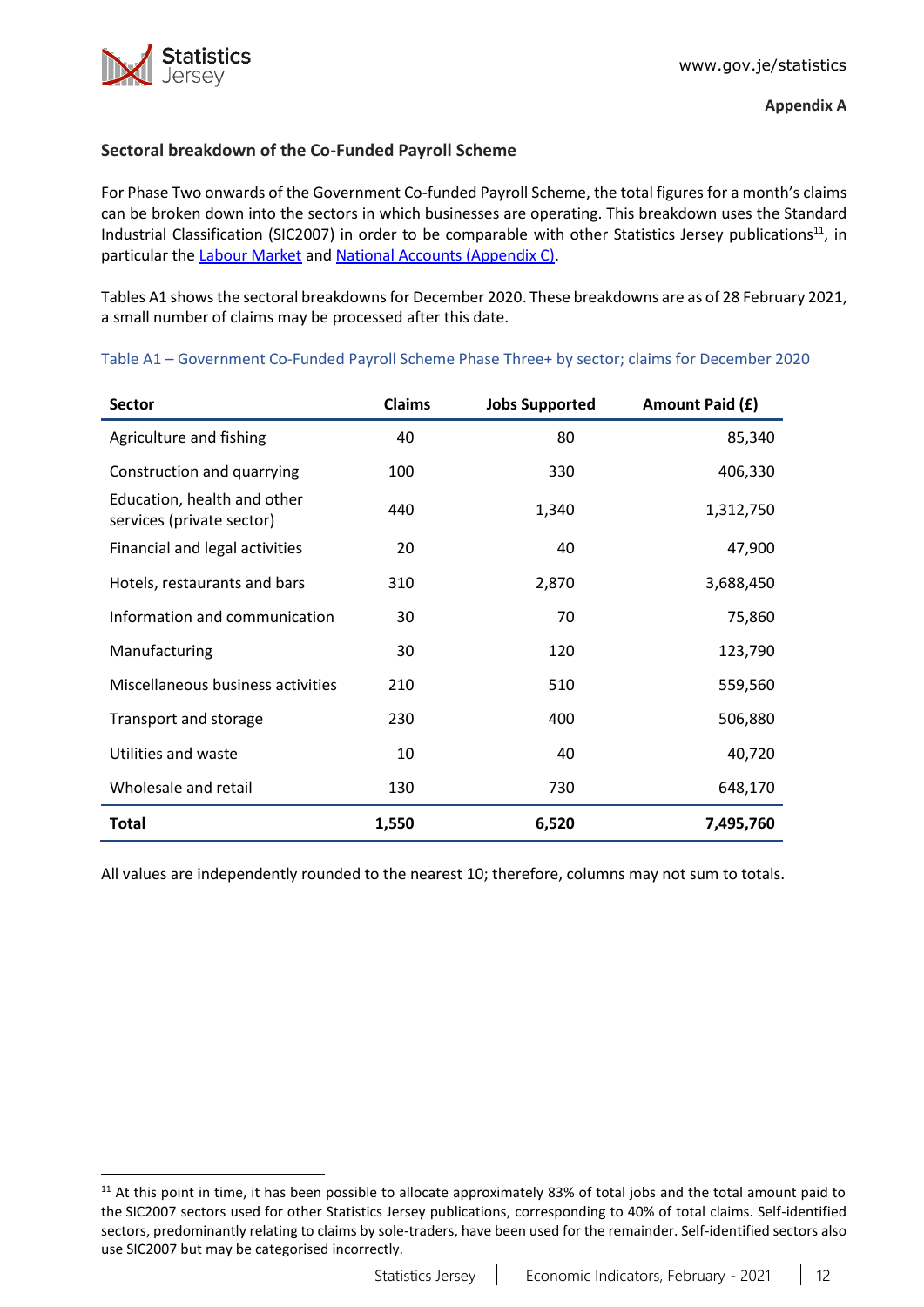**Appendix A**

### Sectoral breakdown of the Co-Funded Payroll Scheme

For Phase Two onwards of the Government Co-funded Payroll Scheme, the total figures for a month's claims can be broken down into the sectors in which businesses are operating. This breakdown uses the Standard Industrial Classification (SIC2007) in order to be comparable with other Statistics Jersey publications[11], in particular the Labour Market and National Accounts (Appendix C).

Tables A1 shows the sectoral breakdowns for December 2020. These breakdowns are as of 28 February 2021, a small number of claims may be processed after this date.

Table A1 – Government Co-Funded Payroll Scheme Phase Three+ by sector; claims for December 2020

| Sector | Claims | Jobs Supported | Amount Paid (£) |
|---|---|---|---|
| Agriculture and fishing | 40 | 80 | 85,340 |
| Construction and quarrying | 100 | 330 | 406,330 |
| Education, health and other services (private sector) | 440 | 1,340 | 1,312,750 |
| Financial and legal activities | 20 | 40 | 47,900 |
| Hotels, restaurants and bars | 310 | 2,870 | 3,688,450 |
| Information and communication | 30 | 70 | 75,860 |
| Manufacturing | 30 | 120 | 123,790 |
| Miscellaneous business activities | 210 | 510 | 559,560 |
| Transport and storage | 230 | 400 | 506,880 |
| Utilities and waste | 10 | 40 | 40,720 |
| Wholesale and retail | 130 | 730 | 648,170 |
| **Total** | **1,550** | **6,520** | **7,495,760** |

All values are independently rounded to the nearest 10; therefore, columns may not sum to totals.

[11] At this point in time, it has been possible to allocate approximately 83% of total jobs and the total amount paid to the SIC2007 sectors used for other Statistics Jersey publications, corresponding to 40% of total claims. Self-identified sectors, predominantly relating to claims by sole-traders, have been used for the remainder. Self-identified sectors also use SIC2007 but may be categorised incorrectly.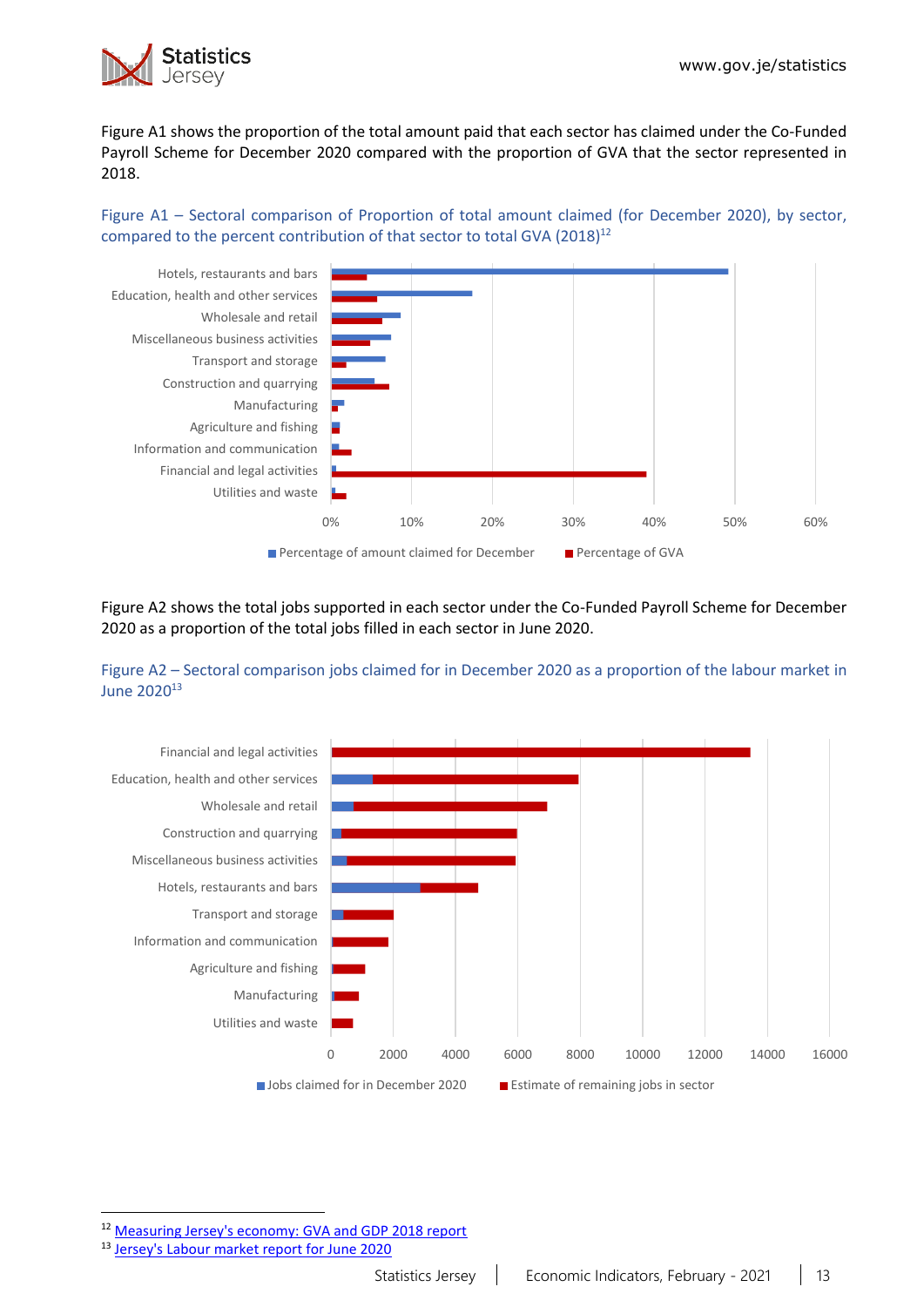Figure A1 shows the proportion of the total amount paid that each sector has claimed under the Co-Funded Payroll Scheme for December 2020 compared with the proportion of GVA that the sector represented in 2018.

Figure A1 – Sectoral comparison of Proportion of total amount claimed (for December 2020), by sector, compared to the percent contribution of that sector to total GVA (2018)[12]

Figure A2 shows the total jobs supported in each sector under the Co-Funded Payroll Scheme for December 2020 as a proportion of the total jobs filled in each sector in June 2020.

Figure A2 – Sectoral comparison jobs claimed for in December 2020 as a proportion of the labour market in June 2020[13]

---

[12] Measuring Jersey's economy: GVA and GDP 2018 report

[13] Jersey's Labour market report for June 2020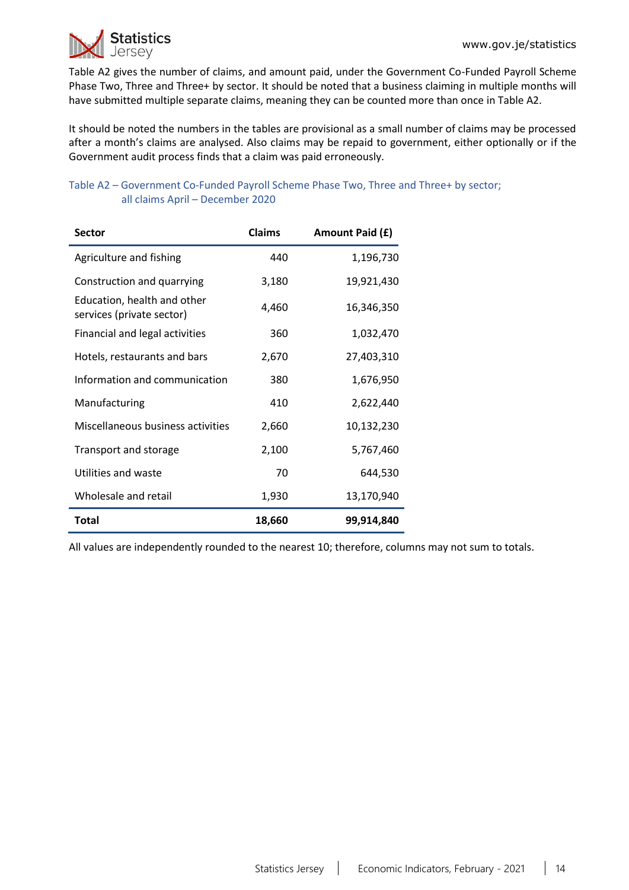Table A2 gives the number of claims, and amount paid, under the Government Co-Funded Payroll Scheme Phase Two, Three and Three+ by sector. It should be noted that a business claiming in multiple months will have submitted multiple separate claims, meaning they can be counted more than once in Table A2.

It should be noted the numbers in the tables are provisional as a small number of claims may be processed after a month's claims are analysed. Also claims may be repaid to government, either optionally or if the Government audit process finds that a claim was paid erroneously.

Table A2 – Government Co-Funded Payroll Scheme Phase Two, Three and Three+ by sector; all claims April – December 2020

| Sector | Claims | Amount Paid (£) |
|---|---|---|
| Agriculture and fishing | 440 | 1,196,730 |
| Construction and quarrying | 3,180 | 19,921,430 |
| Education, health and other services (private sector) | 4,460 | 16,346,350 |
| Financial and legal activities | 360 | 1,032,470 |
| Hotels, restaurants and bars | 2,670 | 27,403,310 |
| Information and communication | 380 | 1,676,950 |
| Manufacturing | 410 | 2,622,440 |
| Miscellaneous business activities | 2,660 | 10,132,230 |
| Transport and storage | 2,100 | 5,767,460 |
| Utilities and waste | 70 | 644,530 |
| Wholesale and retail | 1,930 | 13,170,940 |
| **Total** | **18,660** | **99,914,840** |

All values are independently rounded to the nearest 10; therefore, columns may not sum to totals.